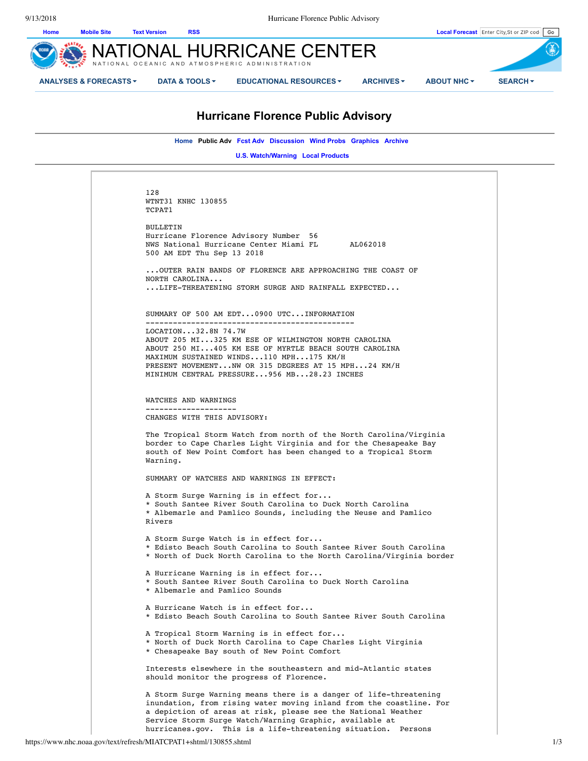Home Mobile Site Text Version RSS

Local Forecast

# NATIONAL HURRICANE CENTER

NATIONAL OCEANIC AND ATMOSPHERIC ADMINISTRATION

ANALYSES & FORECASTS DATA & TOOLS EDUCATIONAL RESOURCES ARCHIVES ABOUT NHC SEARCH

## Hurricane Florence Public Advisory

Home Public Adv Fcst Adv Discussion Wind Probs Graphics Archive

U.S. Watch/Warning Local Products

```
128
WTNT31 KNHC 130855
TCPAT1

BULLETIN
Hurricane Florence Advisory Number  56
NWS National Hurricane Center Miami FL       AL062018
500 AM EDT Thu Sep 13 2018

...OUTER RAIN BANDS OF FLORENCE ARE APPROACHING THE COAST OF
NORTH CAROLINA...
...LIFE-THREATENING STORM SURGE AND RAINFALL EXPECTED...


SUMMARY OF 500 AM EDT...0900 UTC...INFORMATION
----------------------------------------------
LOCATION...32.8N 74.7W
ABOUT 205 MI...325 KM ESE OF WILMINGTON NORTH CAROLINA
ABOUT 250 MI...405 KM ESE OF MYRTLE BEACH SOUTH CAROLINA
MAXIMUM SUSTAINED WINDS...110 MPH...175 KM/H
PRESENT MOVEMENT...NW OR 315 DEGREES AT 15 MPH...24 KM/H
MINIMUM CENTRAL PRESSURE...956 MB...28.23 INCHES


WATCHES AND WARNINGS
--------------------
CHANGES WITH THIS ADVISORY:

The Tropical Storm Watch from north of the North Carolina/Virginia
border to Cape Charles Light Virginia and for the Chesapeake Bay
south of New Point Comfort has been changed to a Tropical Storm
Warning.

SUMMARY OF WATCHES AND WARNINGS IN EFFECT:

A Storm Surge Warning is in effect for...
* South Santee River South Carolina to Duck North Carolina
* Albemarle and Pamlico Sounds, including the Neuse and Pamlico
Rivers

A Storm Surge Watch is in effect for...
* Edisto Beach South Carolina to South Santee River South Carolina
* North of Duck North Carolina to the North Carolina/Virginia border

A Hurricane Warning is in effect for...
* South Santee River South Carolina to Duck North Carolina
* Albemarle and Pamlico Sounds

A Hurricane Watch is in effect for...
* Edisto Beach South Carolina to South Santee River South Carolina

A Tropical Storm Warning is in effect for...
* North of Duck North Carolina to Cape Charles Light Virginia
* Chesapeake Bay south of New Point Comfort

Interests elsewhere in the southeastern and mid-Atlantic states
should monitor the progress of Florence.

A Storm Surge Warning means there is a danger of life-threatening
inundation, from rising water moving inland from the coastline. For
a depiction of areas at risk, please see the National Weather
Service Storm Surge Watch/Warning Graphic, available at
hurricanes.gov.  This is a life-threatening situation.  Persons
```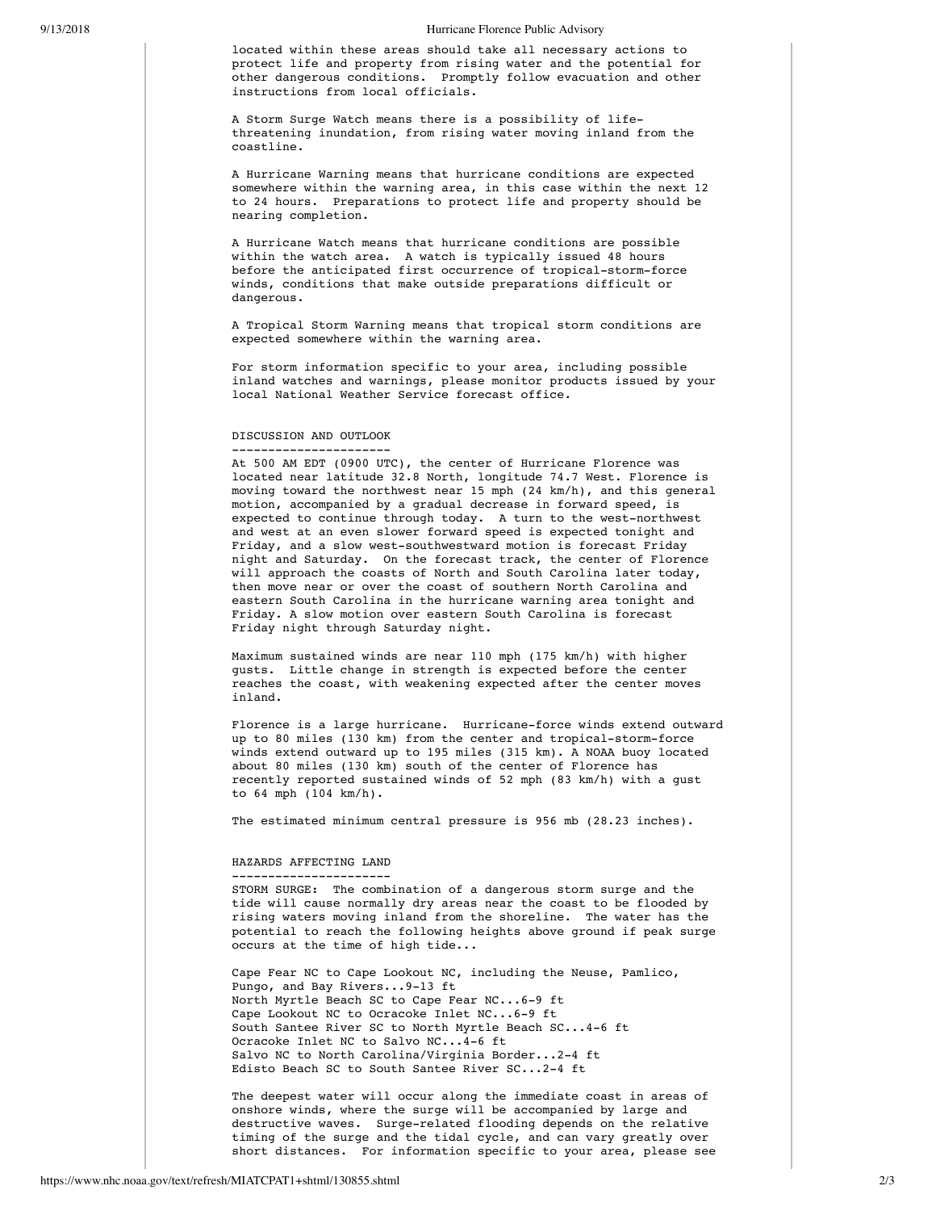located within these areas should take all necessary actions to protect life and property from rising water and the potential for other dangerous conditions. Promptly follow evacuation and other instructions from local officials.

A Storm Surge Watch means there is a possibility of life-threatening inundation, from rising water moving inland from the coastline.

A Hurricane Warning means that hurricane conditions are expected somewhere within the warning area, in this case within the next 12 to 24 hours. Preparations to protect life and property should be nearing completion.

A Hurricane Watch means that hurricane conditions are possible within the watch area. A watch is typically issued 48 hours before the anticipated first occurrence of tropical-storm-force winds, conditions that make outside preparations difficult or dangerous.

A Tropical Storm Warning means that tropical storm conditions are expected somewhere within the warning area.

For storm information specific to your area, including possible inland watches and warnings, please monitor products issued by your local National Weather Service forecast office.

## DISCUSSION AND OUTLOOK

At 500 AM EDT (0900 UTC), the center of Hurricane Florence was located near latitude 32.8 North, longitude 74.7 West. Florence is moving toward the northwest near 15 mph (24 km/h), and this general motion, accompanied by a gradual decrease in forward speed, is expected to continue through today. A turn to the west-northwest and west at an even slower forward speed is expected tonight and Friday, and a slow west-southwestward motion is forecast Friday night and Saturday. On the forecast track, the center of Florence will approach the coasts of North and South Carolina later today, then move near or over the coast of southern North Carolina and eastern South Carolina in the hurricane warning area tonight and Friday. A slow motion over eastern South Carolina is forecast Friday night through Saturday night.

Maximum sustained winds are near 110 mph (175 km/h) with higher gusts. Little change in strength is expected before the center reaches the coast, with weakening expected after the center moves inland.

Florence is a large hurricane. Hurricane-force winds extend outward up to 80 miles (130 km) from the center and tropical-storm-force winds extend outward up to 195 miles (315 km). A NOAA buoy located about 80 miles (130 km) south of the center of Florence has recently reported sustained winds of 52 mph (83 km/h) with a gust to 64 mph (104 km/h).

The estimated minimum central pressure is 956 mb (28.23 inches).

## HAZARDS AFFECTING LAND

STORM SURGE: The combination of a dangerous storm surge and the tide will cause normally dry areas near the coast to be flooded by rising waters moving inland from the shoreline. The water has the potential to reach the following heights above ground if peak surge occurs at the time of high tide...

Cape Fear NC to Cape Lookout NC, including the Neuse, Pamlico, Pungo, and Bay Rivers...9-13 ft
North Myrtle Beach SC to Cape Fear NC...6-9 ft
Cape Lookout NC to Ocracoke Inlet NC...6-9 ft
South Santee River SC to North Myrtle Beach SC...4-6 ft
Ocracoke Inlet NC to Salvo NC...4-6 ft
Salvo NC to North Carolina/Virginia Border...2-4 ft
Edisto Beach SC to South Santee River SC...2-4 ft

The deepest water will occur along the immediate coast in areas of onshore winds, where the surge will be accompanied by large and destructive waves. Surge-related flooding depends on the relative timing of the surge and the tidal cycle, and can vary greatly over short distances. For information specific to your area, please see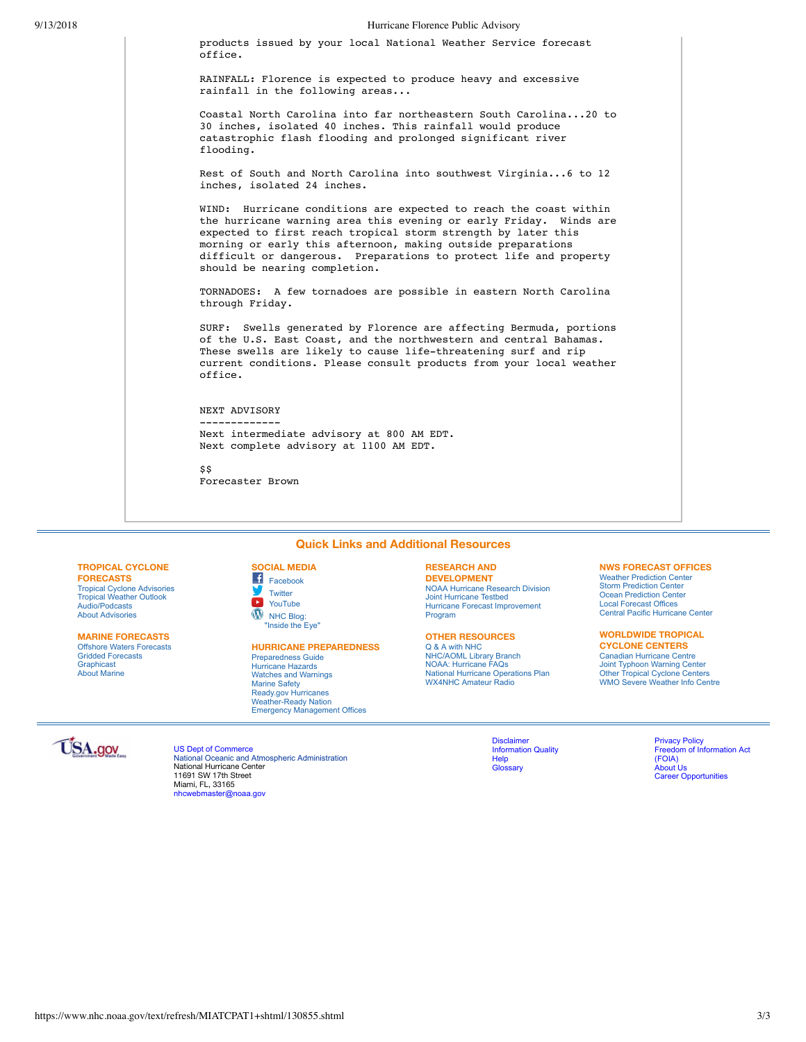products issued by your local National Weather Service forecast office.

RAINFALL: Florence is expected to produce heavy and excessive rainfall in the following areas...

Coastal North Carolina into far northeastern South Carolina...20 to 30 inches, isolated 40 inches. This rainfall would produce catastrophic flash flooding and prolonged significant river flooding.

Rest of South and North Carolina into southwest Virginia...6 to 12 inches, isolated 24 inches.

WIND: Hurricane conditions are expected to reach the coast within the hurricane warning area this evening or early Friday. Winds are expected to first reach tropical storm strength by later this morning or early this afternoon, making outside preparations difficult or dangerous. Preparations to protect life and property should be nearing completion.

TORNADOES: A few tornadoes are possible in eastern North Carolina through Friday.

SURF: Swells generated by Florence are affecting Bermuda, portions of the U.S. East Coast, and the northwestern and central Bahamas. These swells are likely to cause life-threatening surf and rip current conditions. Please consult products from your local weather office.

NEXT ADVISORY
-------------
Next intermediate advisory at 800 AM EDT.
Next complete advisory at 1100 AM EDT.

$$
Forecaster Brown

## Quick Links and Additional Resources

**TROPICAL CYCLONE FORECASTS**
- Tropical Cyclone Advisories
- Tropical Weather Outlook
- Audio/Podcasts
- About Advisories

**MARINE FORECASTS**
- Offshore Waters Forecasts
- Gridded Forecasts
- Graphicast
- About Marine

**SOCIAL MEDIA**
- Facebook
- Twitter
- YouTube
- NHC Blog: "Inside the Eye"

**HURRICANE PREPAREDNESS**
- Preparedness Guide
- Hurricane Hazards
- Watches and Warnings
- Marine Safety
- Ready.gov Hurricanes
- Weather-Ready Nation
- Emergency Management Offices

**RESEARCH AND DEVELOPMENT**
- NOAA Hurricane Research Division
- Joint Hurricane Testbed
- Hurricane Forecast Improvement Program

**OTHER RESOURCES**
- Q & A with NHC
- NHC/AOML Library Branch
- NOAA: Hurricane FAQs
- National Hurricane Operations Plan
- WX4NHC Amateur Radio

**NWS FORECAST OFFICES**
- Weather Prediction Center
- Storm Prediction Center
- Ocean Prediction Center
- Local Forecast Offices
- Central Pacific Hurricane Center

**WORLDWIDE TROPICAL CYCLONE CENTERS**
- Canadian Hurricane Centre
- Joint Typhoon Warning Center
- Other Tropical Cyclone Centers
- WMO Severe Weather Info Centre

USA.gov

US Dept of Commerce
National Oceanic and Atmospheric Administration
National Hurricane Center
11691 SW 17th Street
Miami, FL, 33165
nhcwebmaster@noaa.gov

- Disclaimer
- Information Quality
- Help
- Glossary

- Privacy Policy
- Freedom of Information Act (FOIA)
- About Us
- Career Opportunities